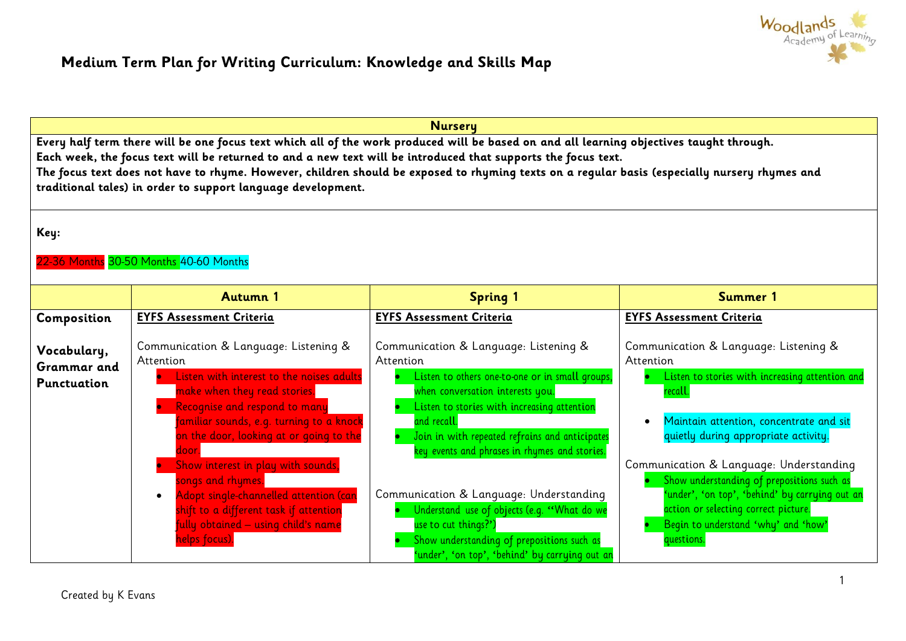# Medium Term Plan for Writing Curriculum: Knowledge and Skills Map

| Nursery | | | |
|---|---|---|---|
| **Every half term there will be one focus text which all of the work produced will be based on and all learning objectives taught through.**<br>**Each week, the focus text will be returned to and a new text will be introduced that supports the focus text.**<br>**The focus text does not have to rhyme. However, children should be exposed to rhyming texts on a regular basis (especially nursery rhymes and traditional tales) in order to support language development.** | | | |
| **Key:**<br><br>22-36 Months 30-50 Months 40-60 Months | | | |

| | Autumn 1 | Spring 1 | Summer 1 |
|---|---|---|---|
| **Composition**<br><br>**Vocabulary, Grammar and Punctuation** | **EYFS Assessment Criteria**<br><br>Communication & Language: Listening & Attention<br>• Listen with interest to the noises adults make when they read stories.<br>• Recognise and respond to many familiar sounds, e.g. turning to a knock on the door, looking at or going to the door.<br>• Show interest in play with sounds, songs and rhymes.<br>• Adopt single-channelled attention (can shift to a different task if attention fully obtained – using child's name helps focus). | **EYFS Assessment Criteria**<br><br>Communication & Language: Listening & Attention<br>• Listen to others one-to-one or in small groups, when conversation interests you.<br>• Listen to stories with increasing attention and recall.<br>• Join in with repeated refrains and anticipates key events and phrases in rhymes and stories.<br><br>Communication & Language: Understanding<br>• Understand use of objects (e.g. "What do we use to cut things?")<br>• Show understanding of prepositions such as 'under', 'on top', 'behind' by carrying out an | **EYFS Assessment Criteria**<br><br>Communication & Language: Listening & Attention<br>• Listen to stories with increasing attention and recall.<br><br>• Maintain attention, concentrate and sit quietly during appropriate activity.<br><br>Communication & Language: Understanding<br>• Show understanding of prepositions such as 'under', 'on top', 'behind' by carrying out an action or selecting correct picture.<br>• Begin to understand 'why' and 'how' questions. |

Created by K Evans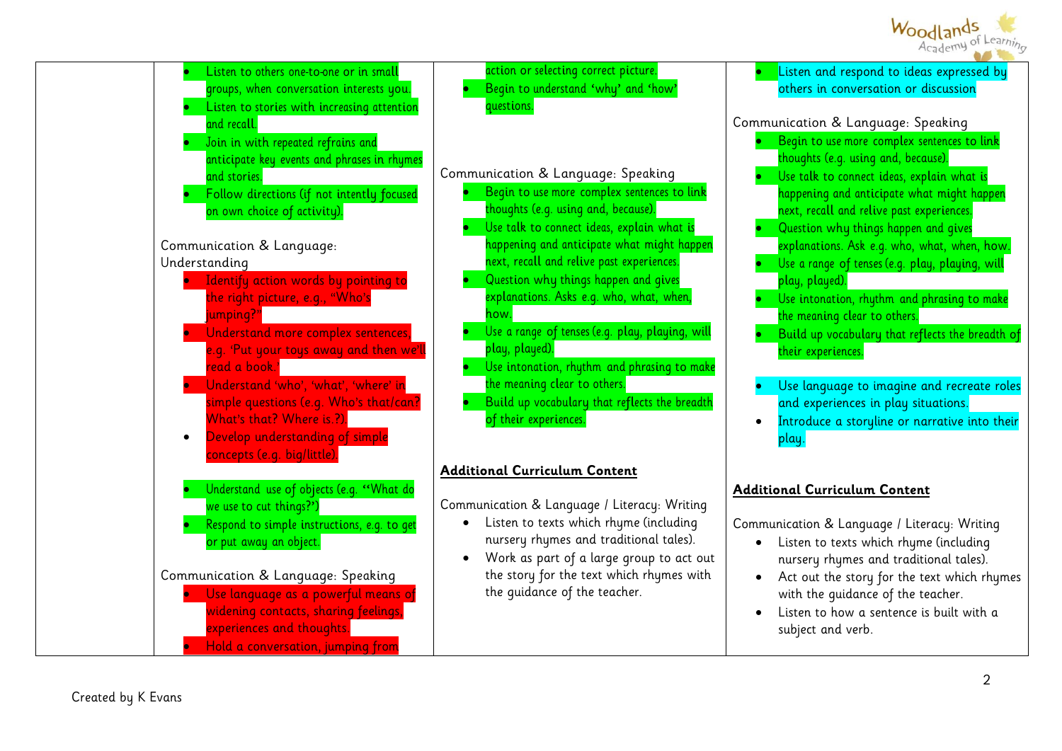| | | | |
|---|---|---|---|
| | • Listen to others one-to-one or in small groups, when conversation interests you.<br>• Listen to stories with increasing attention and recall.<br>• Join in with repeated refrains and anticipate key events and phrases in rhymes and stories.<br>• Follow directions (if not intently focused on own choice of activity).<br><br>Communication & Language: Understanding<br>• Identify action words by pointing to the right picture, e.g., "Who's jumping?"<br>• Understand more complex sentences, e.g. 'Put your toys away and then we'll read a book.'<br>• Understand 'who', 'what', 'where' in simple questions (e.g. Who's that/can? What's that? Where is.?).<br>• Develop understanding of simple concepts (e.g. big/little).<br><br>• Understand use of objects (e.g. "What do we use to cut things?')<br>• Respond to simple instructions, e.g. to get or put away an object.<br><br>Communication & Language: Speaking<br>• Use language as a powerful means of widening contacts, sharing feelings, experiences and thoughts.<br>• Hold a conversation, jumping from | action or selecting correct picture.<br>• Begin to understand 'why' and 'how' questions.<br><br>Communication & Language: Speaking<br>• Begin to use more complex sentences to link thoughts (e.g. using and, because).<br>• Use talk to connect ideas, explain what is happening and anticipate what might happen next, recall and relive past experiences.<br>• Question why things happen and gives explanations. Asks e.g. who, what, when, how.<br>• Use a range of tenses (e.g. play, playing, will play, played).<br>• Use intonation, rhythm and phrasing to make the meaning clear to others.<br>• Build up vocabulary that reflects the breadth of their experiences.<br><br>**Additional Curriculum Content**<br><br>Communication & Language / Literacy: Writing<br>• Listen to texts which rhyme (including nursery rhymes and traditional tales).<br>• Work as part of a large group to act out the story for the text which rhymes with the guidance of the teacher. | • Listen and respond to ideas expressed by others in conversation or discussion<br><br>Communication & Language: Speaking<br>• Begin to use more complex sentences to link thoughts (e.g. using and, because).<br>• Use talk to connect ideas, explain what is happening and anticipate what might happen next, recall and relive past experiences.<br>• Question why things happen and gives explanations. Ask e.g. who, what, when, how.<br>• Use a range of tenses (e.g. play, playing, will play, played).<br>• Use intonation, rhythm and phrasing to make the meaning clear to others.<br>• Build up vocabulary that reflects the breadth of their experiences.<br><br>• Use language to imagine and recreate roles and experiences in play situations.<br>• Introduce a storyline or narrative into their play.<br><br>**Additional Curriculum Content**<br><br>Communication & Language / Literacy: Writing<br>• Listen to texts which rhyme (including nursery rhymes and traditional tales).<br>• Act out the story for the text which rhymes with the guidance of the teacher.<br>• Listen to how a sentence is built with a subject and verb. |

Created by K Evans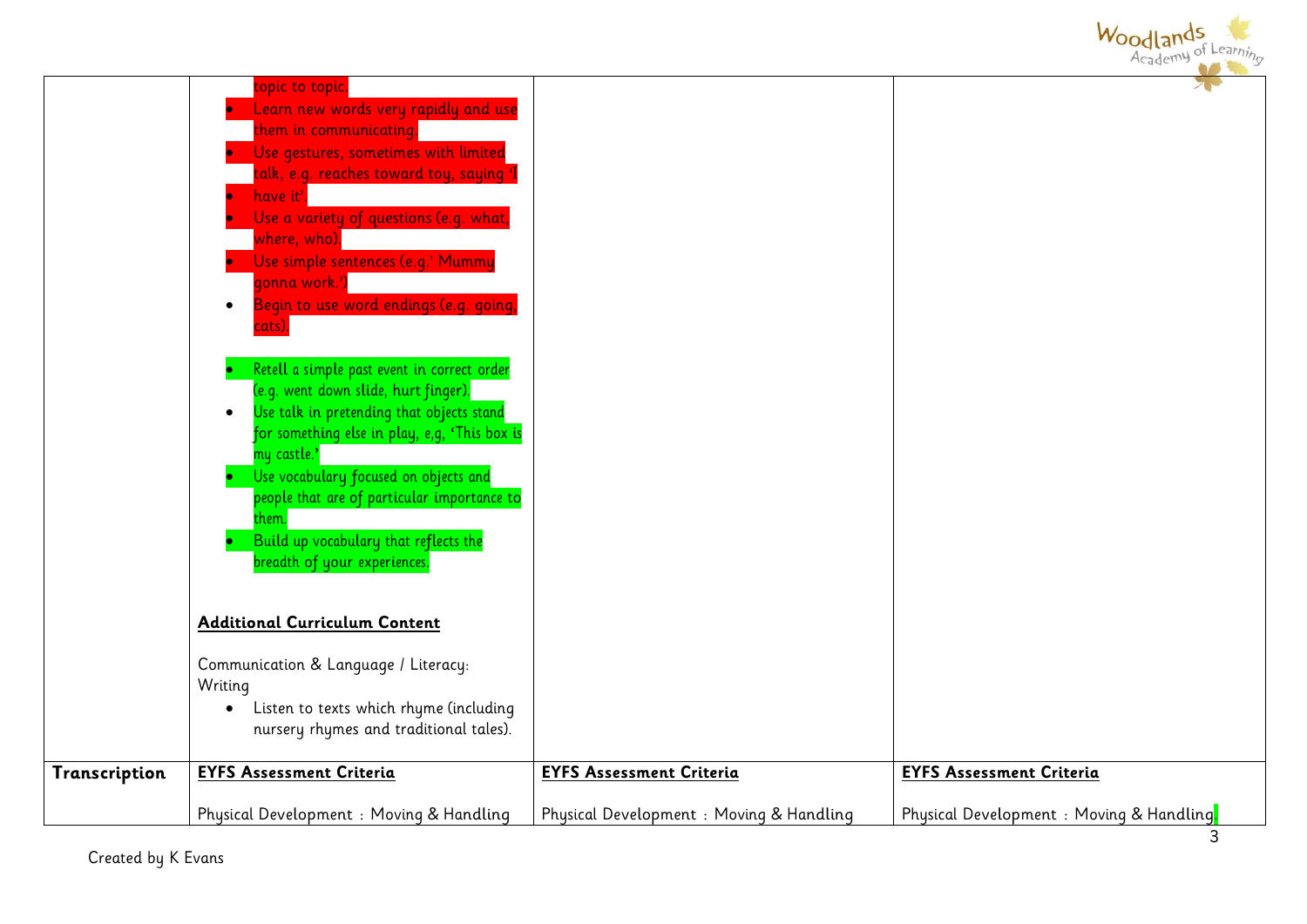| | | | |
|---|---|---|---|
| | topic to topic.<br>• Learn new words very rapidly and use them in communicating.<br>• Use gestures, sometimes with limited talk, e.g. reaches toward toy, saying 'I<br>• have it'.<br>• Use a variety of questions (e.g. what, where, who).<br>• Use simple sentences (e.g.' Mummy gonna work.')<br>• Begin to use word endings (e.g. going, cats).<br><br>• Retell a simple past event in correct order (e.g. went down slide, hurt finger).<br>• Use talk in pretending that objects stand for something else in play, e,g, 'This box is my castle.'<br>• Use vocabulary focused on objects and people that are of particular importance to them.<br>• Build up vocabulary that reflects the breadth of your experiences.<br><br>**Additional Curriculum Content**<br><br>Communication & Language / Literacy: Writing<br>• Listen to texts which rhyme (including nursery rhymes and traditional tales). | | |
| **Transcription** | **EYFS Assessment Criteria**<br><br>Physical Development : Moving & Handling | **EYFS Assessment Criteria**<br><br>Physical Development : Moving & Handling | **EYFS Assessment Criteria**<br><br>Physical Development : Moving & Handling |

Created by K Evans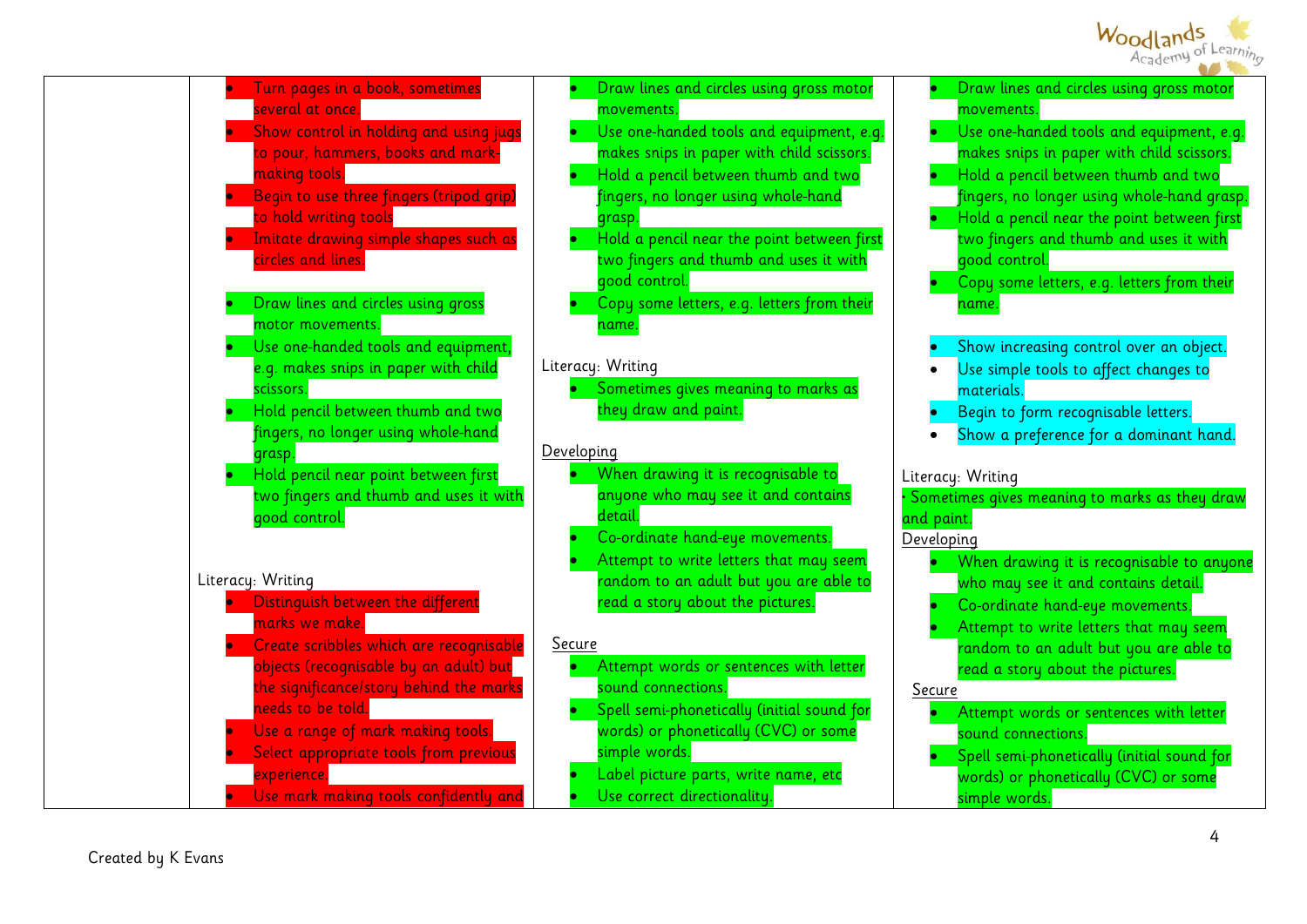| | | | |
|---|---|---|---|
| | • Turn pages in a book, sometimes several at once.<br>• Show control in holding and using jugs to pour, hammers, books and mark-making tools.<br>• Begin to use three fingers (tripod grip) to hold writing tools<br>• Imitate drawing simple shapes such as circles and lines.<br><br>• Draw lines and circles using gross motor movements.<br>• Use one-handed tools and equipment, e.g. makes snips in paper with child scissors.<br>• Hold pencil between thumb and two fingers, no longer using whole-hand grasp.<br>• Hold pencil near point between first two fingers and thumb and uses it with good control.<br><br>Literacy: Writing<br>• Distinguish between the different marks we make.<br>• Create scribbles which are recognisable objects (recognisable by an adult) but the significance/story behind the marks needs to be told.<br>• Use a range of mark making tools.<br>• Select appropriate tools from previous experience.<br>• Use mark making tools confidently and | • Draw lines and circles using gross motor movements.<br>• Use one-handed tools and equipment, e.g. makes snips in paper with child scissors.<br>• Hold a pencil between thumb and two fingers, no longer using whole-hand grasp.<br>• Hold a pencil near the point between first two fingers and thumb and uses it with good control.<br>• Copy some letters, e.g. letters from their name.<br><br>Literacy: Writing<br>• Sometimes gives meaning to marks as they draw and paint.<br><br><u>Developing</u><br>• When drawing it is recognisable to anyone who may see it and contains detail.<br>• Co-ordinate hand-eye movements.<br>• Attempt to write letters that may seem random to an adult but you are able to read a story about the pictures.<br><br><u>Secure</u><br>• Attempt words or sentences with letter sound connections.<br>• Spell semi-phonetically (initial sound for words) or phonetically (CVC) or some simple words.<br>• Label picture parts, write name, etc<br>• Use correct directionality. | • Draw lines and circles using gross motor movements.<br>• Use one-handed tools and equipment, e.g. makes snips in paper with child scissors.<br>• Hold a pencil between thumb and two fingers, no longer using whole-hand grasp.<br>• Hold a pencil near the point between first two fingers and thumb and uses it with good control.<br>• Copy some letters, e.g. letters from their name.<br><br>• Show increasing control over an object.<br>• Use simple tools to affect changes to materials.<br>• Begin to form recognisable letters.<br>• Show a preference for a dominant hand.<br><br>Literacy: Writing<br>· Sometimes gives meaning to marks as they draw and paint.<br><u>Developing</u><br>• When drawing it is recognisable to anyone who may see it and contains detail.<br>• Co-ordinate hand-eye movements.<br>• Attempt to write letters that may seem random to an adult but you are able to read a story about the pictures.<br><u>Secure</u><br>• Attempt words or sentences with letter sound connections.<br>• Spell semi-phonetically (initial sound for words) or phonetically (CVC) or some simple words. |

Created by K Evans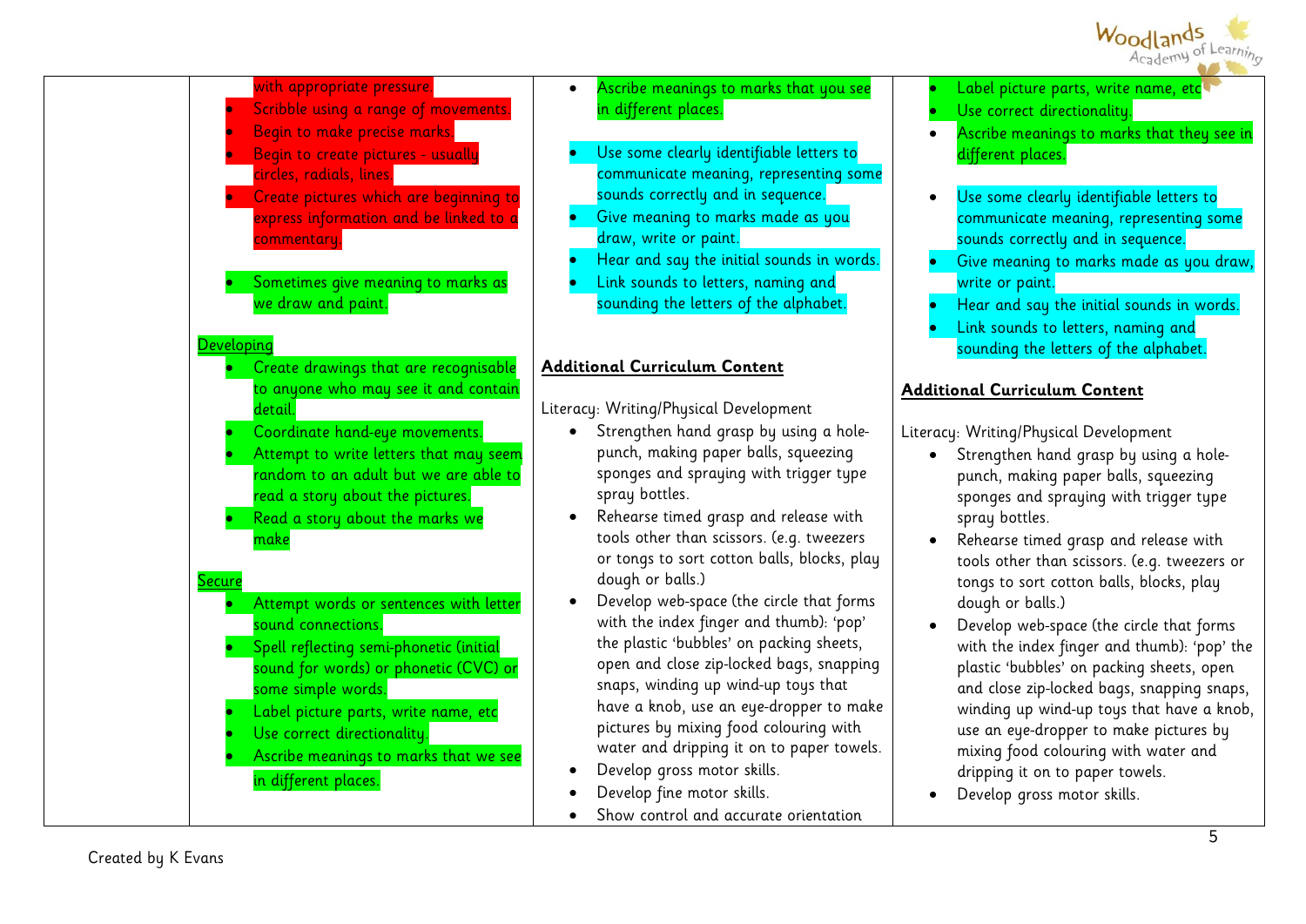| | | | |
|---|---|---|---|
| | with appropriate pressure.<br>• Scribble using a range of movements.<br>• Begin to make precise marks.<br>• Begin to create pictures - usually circles, radials, lines.<br>• Create pictures which are beginning to express information and be linked to a commentary.<br><br>• Sometimes give meaning to marks as we draw and paint.<br><br>Developing<br>• Create drawings that are recognisable to anyone who may see it and contain detail.<br>• Coordinate hand-eye movements.<br>• Attempt to write letters that may seem random to an adult but we are able to read a story about the pictures.<br>• Read a story about the marks we make<br><br>Secure<br>• Attempt words or sentences with letter sound connections.<br>• Spell reflecting semi-phonetic (initial sound for words) or phonetic (CVC) or some simple words.<br>• Label picture parts, write name, etc<br>• Use correct directionality.<br>• Ascribe meanings to marks that we see in different places. | • Ascribe meanings to marks that you see in different places.<br><br>• Use some clearly identifiable letters to communicate meaning, representing some sounds correctly and in sequence.<br>• Give meaning to marks made as you draw, write or paint.<br>• Hear and say the initial sounds in words.<br>• Link sounds to letters, naming and sounding the letters of the alphabet.<br><br>**Additional Curriculum Content**<br><br>Literacy: Writing/Physical Development<br>• Strengthen hand grasp by using a hole-punch, making paper balls, squeezing sponges and spraying with trigger type spray bottles.<br>• Rehearse timed grasp and release with tools other than scissors. (e.g. tweezers or tongs to sort cotton balls, blocks, play dough or balls.)<br>• Develop web-space (the circle that forms with the index finger and thumb): 'pop' the plastic 'bubbles' on packing sheets, open and close zip-locked bags, snapping snaps, winding up wind-up toys that have a knob, use an eye-dropper to make pictures by mixing food colouring with water and dripping it on to paper towels.<br>• Develop gross motor skills.<br>• Develop fine motor skills.<br>• Show control and accurate orientation | • Label picture parts, write name, etc<br>• Use correct directionality.<br>• Ascribe meanings to marks that they see in different places.<br><br>• Use some clearly identifiable letters to communicate meaning, representing some sounds correctly and in sequence.<br>• Give meaning to marks made as you draw, write or paint.<br>• Hear and say the initial sounds in words.<br>• Link sounds to letters, naming and sounding the letters of the alphabet.<br><br>**Additional Curriculum Content**<br><br>Literacy: Writing/Physical Development<br>• Strengthen hand grasp by using a hole-punch, making paper balls, squeezing sponges and spraying with trigger type spray bottles.<br>• Rehearse timed grasp and release with tools other than scissors. (e.g. tweezers or tongs to sort cotton balls, blocks, play dough or balls.)<br>• Develop web-space (the circle that forms with the index finger and thumb): 'pop' the plastic 'bubbles' on packing sheets, open and close zip-locked bags, snapping snaps, winding up wind-up toys that have a knob, use an eye-dropper to make pictures by mixing food colouring with water and dripping it on to paper towels.<br>• Develop gross motor skills. |

Created by K Evans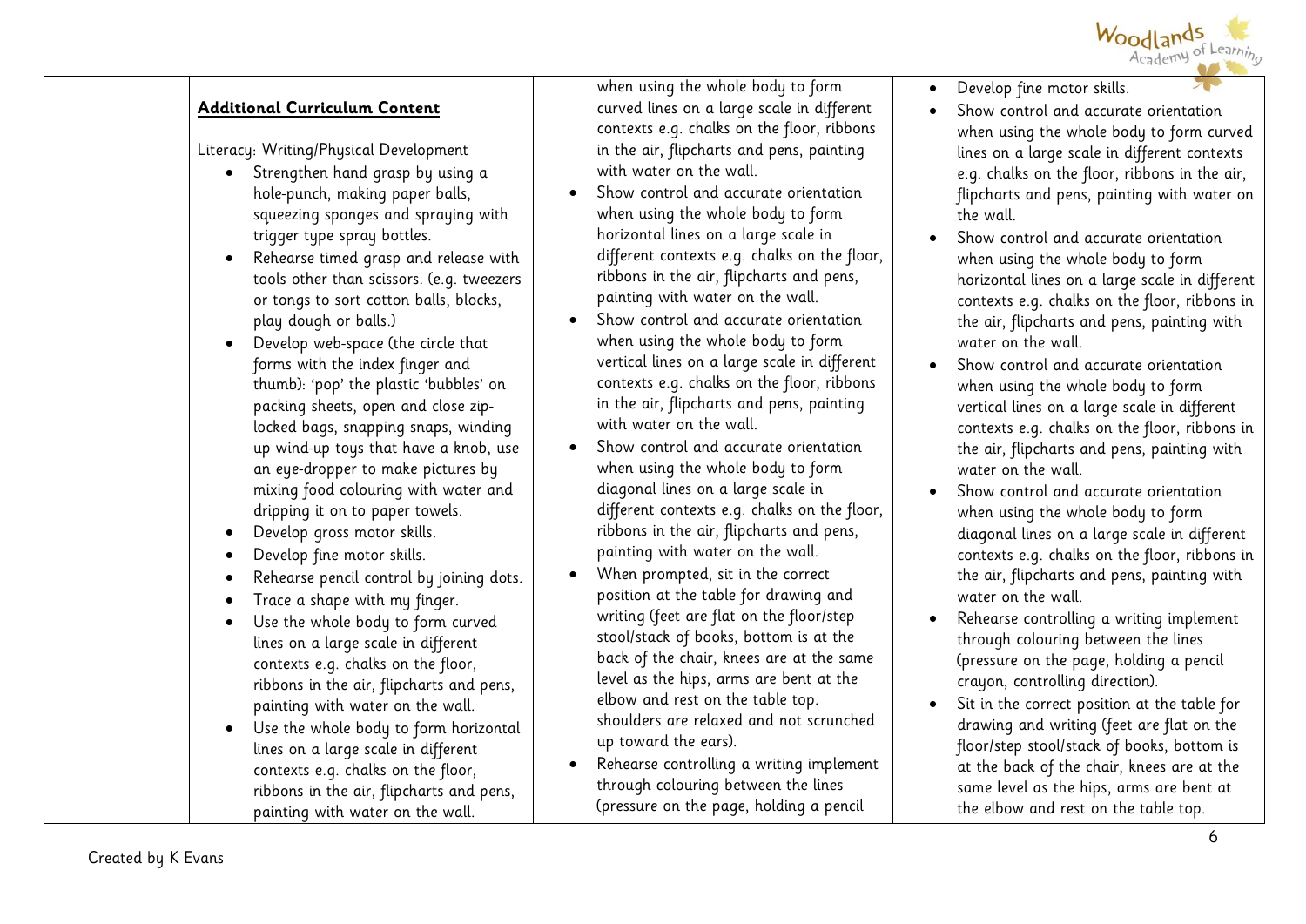| | | | |
|---|---|---|---|
| | **Additional Curriculum Content**<br><br>Literacy: Writing/Physical Development<br>• Strengthen hand grasp by using a hole-punch, making paper balls, squeezing sponges and spraying with trigger type spray bottles.<br>• Rehearse timed grasp and release with tools other than scissors. (e.g. tweezers or tongs to sort cotton balls, blocks, play dough or balls.)<br>• Develop web-space (the circle that forms with the index finger and thumb): 'pop' the plastic 'bubbles' on packing sheets, open and close zip-locked bags, snapping snaps, winding up wind-up toys that have a knob, use an eye-dropper to make pictures by mixing food colouring with water and dripping it on to paper towels.<br>• Develop gross motor skills.<br>• Develop fine motor skills.<br>• Rehearse pencil control by joining dots.<br>• Trace a shape with my finger.<br>• Use the whole body to form curved lines on a large scale in different contexts e.g. chalks on the floor, ribbons in the air, flipcharts and pens, painting with water on the wall.<br>• Use the whole body to form horizontal lines on a large scale in different contexts e.g. chalks on the floor, ribbons in the air, flipcharts and pens, painting with water on the wall. | when using the whole body to form curved lines on a large scale in different contexts e.g. chalks on the floor, ribbons in the air, flipcharts and pens, painting with water on the wall.<br>• Show control and accurate orientation when using the whole body to form horizontal lines on a large scale in different contexts e.g. chalks on the floor, ribbons in the air, flipcharts and pens, painting with water on the wall.<br>• Show control and accurate orientation when using the whole body to form vertical lines on a large scale in different contexts e.g. chalks on the floor, ribbons in the air, flipcharts and pens, painting with water on the wall.<br>• Show control and accurate orientation when using the whole body to form diagonal lines on a large scale in different contexts e.g. chalks on the floor, ribbons in the air, flipcharts and pens, painting with water on the wall.<br>• When prompted, sit in the correct position at the table for drawing and writing (feet are flat on the floor/step stool/stack of books, bottom is at the back of the chair, knees are at the same level as the hips, arms are bent at the elbow and rest on the table top. shoulders are relaxed and not scrunched up toward the ears).<br>• Rehearse controlling a writing implement through colouring between the lines (pressure on the page, holding a pencil | • Develop fine motor skills.<br>• Show control and accurate orientation when using the whole body to form curved lines on a large scale in different contexts e.g. chalks on the floor, ribbons in the air, flipcharts and pens, painting with water on the wall.<br>• Show control and accurate orientation when using the whole body to form horizontal lines on a large scale in different contexts e.g. chalks on the floor, ribbons in the air, flipcharts and pens, painting with water on the wall.<br>• Show control and accurate orientation when using the whole body to form vertical lines on a large scale in different contexts e.g. chalks on the floor, ribbons in the air, flipcharts and pens, painting with water on the wall.<br>• Show control and accurate orientation when using the whole body to form diagonal lines on a large scale in different contexts e.g. chalks on the floor, ribbons in the air, flipcharts and pens, painting with water on the wall.<br>• Rehearse controlling a writing implement through colouring between the lines (pressure on the page, holding a pencil crayon, controlling direction).<br>• Sit in the correct position at the table for drawing and writing (feet are flat on the floor/step stool/stack of books, bottom is at the back of the chair, knees are at the same level as the hips, arms are bent at the elbow and rest on the table top. |

Created by K Evans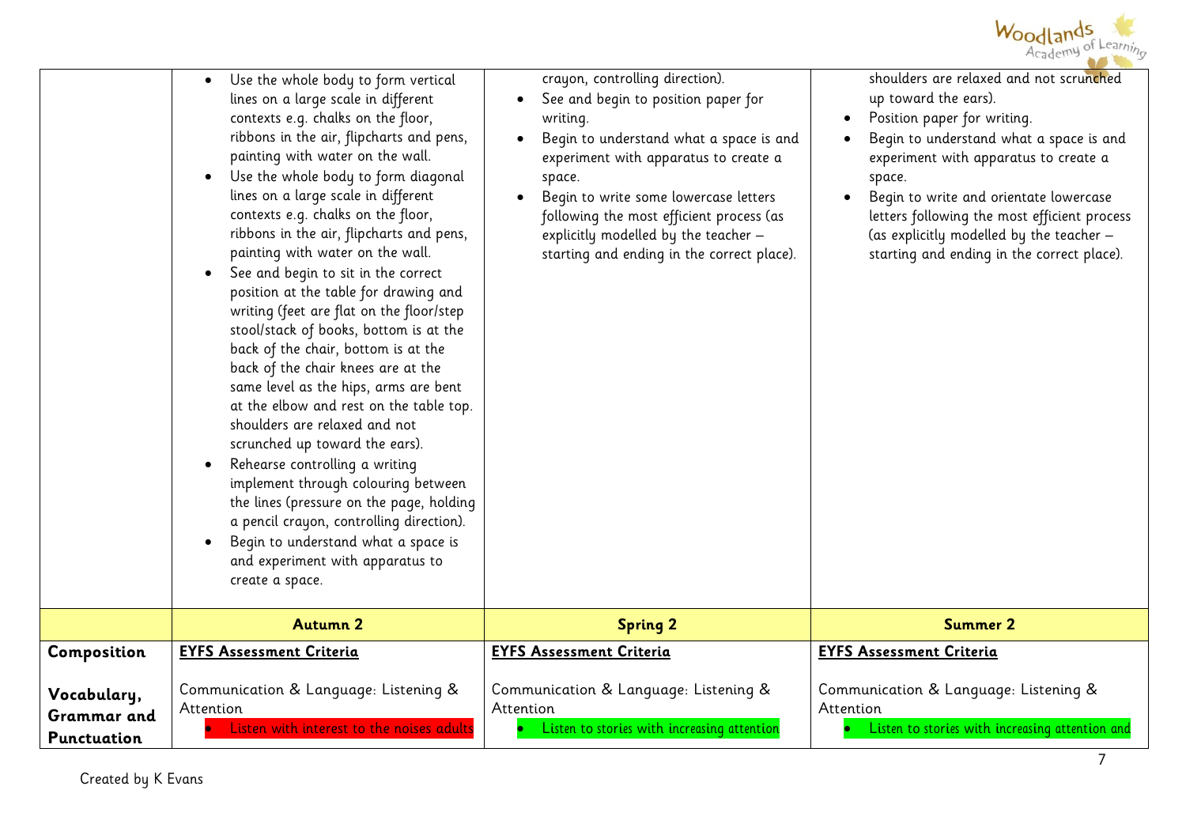| | | | |
|---|---|---|---|
| | • Use the whole body to form vertical lines on a large scale in different contexts e.g. chalks on the floor, ribbons in the air, flipcharts and pens, painting with water on the wall.<br>• Use the whole body to form diagonal lines on a large scale in different contexts e.g. chalks on the floor, ribbons in the air, flipcharts and pens, painting with water on the wall.<br>• See and begin to sit in the correct position at the table for drawing and writing (feet are flat on the floor/step stool/stack of books, bottom is at the back of the chair, bottom is at the back of the chair knees are at the same level as the hips, arms are bent at the elbow and rest on the table top. shoulders are relaxed and not scrunched up toward the ears).<br>• Rehearse controlling a writing implement through colouring between the lines (pressure on the page, holding a pencil crayon, controlling direction).<br>• Begin to understand what a space is and experiment with apparatus to create a space. | crayon, controlling direction).<br>• See and begin to position paper for writing.<br>• Begin to understand what a space is and experiment with apparatus to create a space.<br>• Begin to write some lowercase letters following the most efficient process (as explicitly modelled by the teacher – starting and ending in the correct place). | shoulders are relaxed and not scrunched up toward the ears).<br>• Position paper for writing.<br>• Begin to understand what a space is and experiment with apparatus to create a space.<br>• Begin to write and orientate lowercase letters following the most efficient process (as explicitly modelled by the teacher – starting and ending in the correct place). |
| | **Autumn 2** | **Spring 2** | **Summer 2** |
| **Composition**<br><br>**Vocabulary, Grammar and Punctuation** | **EYFS Assessment Criteria**<br><br>Communication & Language: Listening & Attention<br>• Listen with interest to the noises adults | **EYFS Assessment Criteria**<br><br>Communication & Language: Listening & Attention<br>• Listen to stories with increasing attention | **EYFS Assessment Criteria**<br><br>Communication & Language: Listening & Attention<br>• Listen to stories with increasing attention and |

Created by K Evans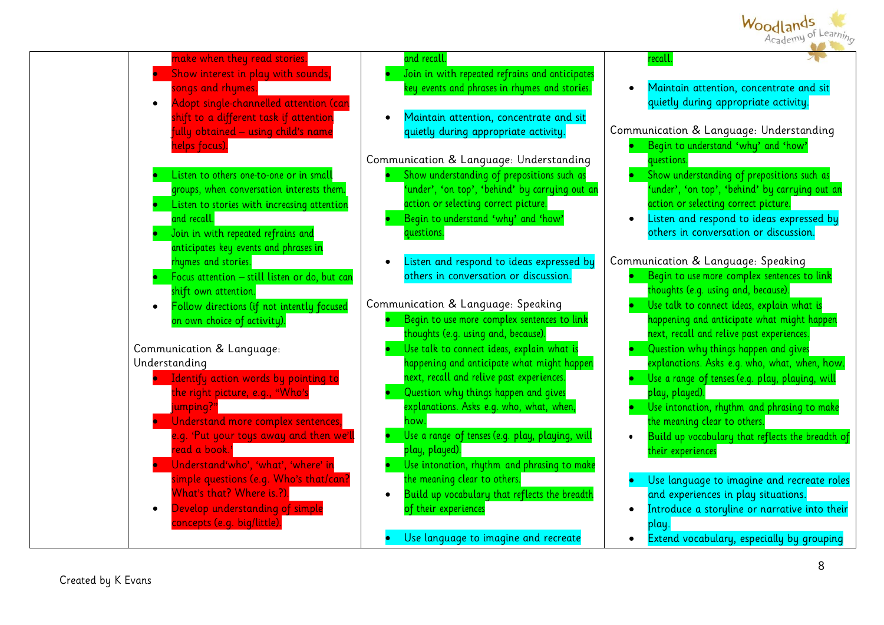| | | | |
|---|---|---|---|
| | make when they read stories.<br>• Show interest in play with sounds, songs and rhymes.<br>• Adopt single-channelled attention (can shift to a different task if attention fully obtained – using child's name helps focus).<br><br>• Listen to others one-to-one or in small groups, when conversation interests them.<br>• Listen to stories with increasing attention and recall.<br>• Join in with repeated refrains and anticipates key events and phrases in rhymes and stories.<br>• Focus attention – still listen or do, but can shift own attention.<br>• Follow directions (if not intently focused on own choice of activity).<br><br>Communication & Language: Understanding<br>• Identify action words by pointing to the right picture, e.g., "Who's jumping?"<br>• Understand more complex sentences, e.g. 'Put your toys away and then we'll read a book.'<br>• Understand'who', 'what', 'where' in simple questions (e.g. Who's that/can? What's that? Where is.?).<br>• Develop understanding of simple concepts (e.g. big/little). | and recall.<br>• Join in with repeated refrains and anticipates key events and phrases in rhymes and stories.<br><br>• Maintain attention, concentrate and sit quietly during appropriate activity.<br><br>Communication & Language: Understanding<br>• Show understanding of prepositions such as 'under', 'on top', 'behind' by carrying out an action or selecting correct picture.<br>• Begin to understand 'why' and 'how' questions.<br><br>• Listen and respond to ideas expressed by others in conversation or discussion.<br><br>Communication & Language: Speaking<br>• Begin to use more complex sentences to link thoughts (e.g. using and, because).<br>• Use talk to connect ideas, explain what is happening and anticipate what might happen next, recall and relive past experiences.<br>• Question why things happen and gives explanations. Asks e.g. who, what, when, how.<br>• Use a range of tenses (e.g. play, playing, will play, played).<br>• Use intonation, rhythm and phrasing to make the meaning clear to others.<br>• Build up vocabulary that reflects the breadth of their experiences<br><br>• Use language to imagine and recreate | recall.<br><br>• Maintain attention, concentrate and sit quietly during appropriate activity.<br><br>Communication & Language: Understanding<br>• Begin to understand 'why' and 'how' questions.<br>• Show understanding of prepositions such as 'under', 'on top', 'behind' by carrying out an action or selecting correct picture.<br>• Listen and respond to ideas expressed by others in conversation or discussion.<br><br>Communication & Language: Speaking<br>• Begin to use more complex sentences to link thoughts (e.g. using and, because).<br>• Use talk to connect ideas, explain what is happening and anticipate what might happen next, recall and relive past experiences.<br>• Question why things happen and gives explanations. Asks e.g. who, what, when, how.<br>• Use a range of tenses (e.g. play, playing, will play, played).<br>• Use intonation, rhythm and phrasing to make the meaning clear to others.<br>• Build up vocabulary that reflects the breadth of their experiences<br><br>• Use language to imagine and recreate roles and experiences in play situations.<br>• Introduce a storyline or narrative into their play.<br>• Extend vocabulary, especially by grouping |

Created by K Evans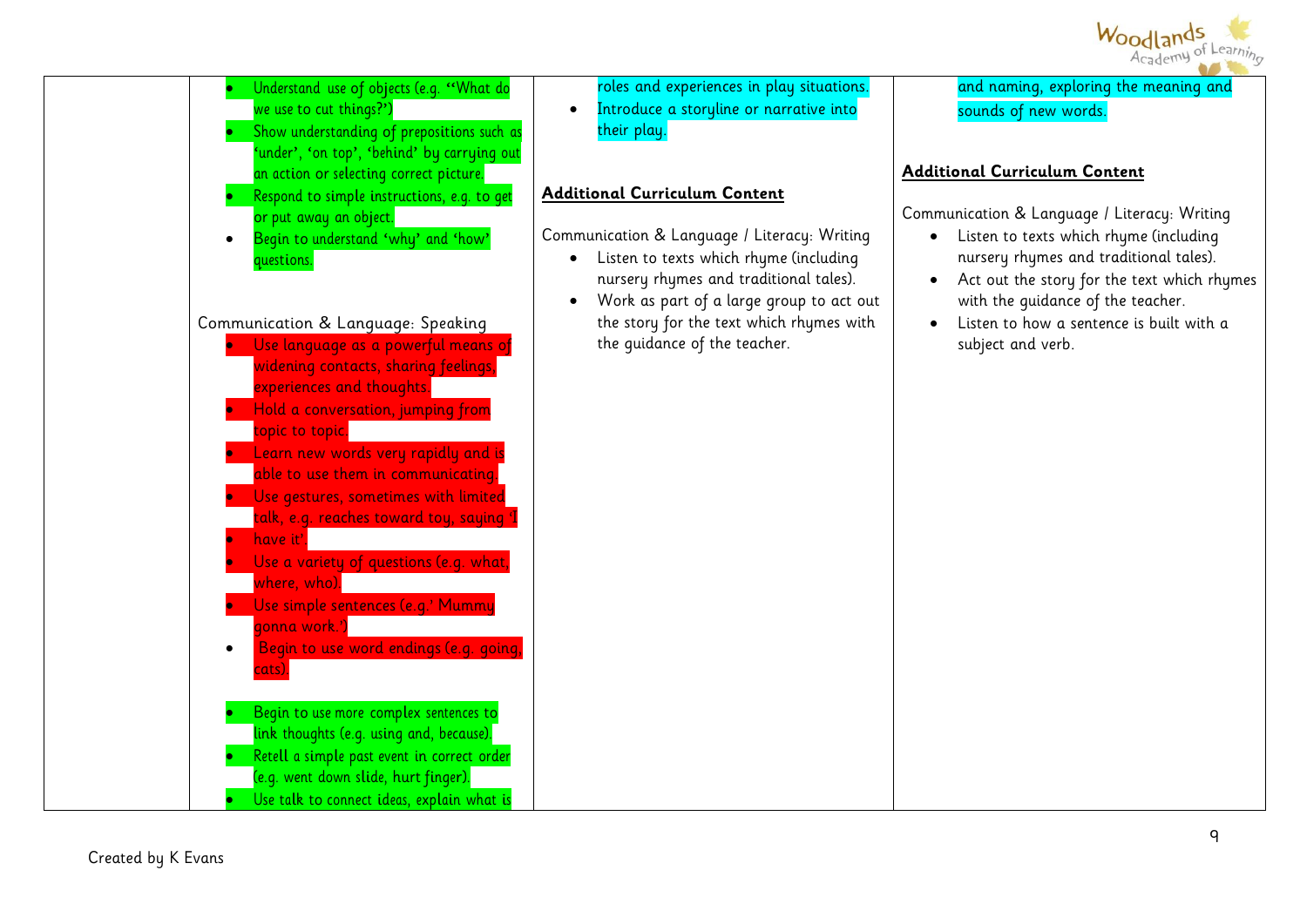| | | | |
|---|---|---|---|
| | • Understand use of objects (e.g. "What do we use to cut things?")<br>• Show understanding of prepositions such as 'under', 'on top', 'behind' by carrying out an action or selecting correct picture.<br>• Respond to simple instructions, e.g. to get or put away an object.<br>• Begin to understand 'why' and 'how' questions.<br><br>Communication & Language: Speaking<br>• Use language as a powerful means of widening contacts, sharing feelings, experiences and thoughts.<br>• Hold a conversation, jumping from topic to topic.<br>• Learn new words very rapidly and is able to use them in communicating.<br>• Use gestures, sometimes with limited talk, e.g. reaches toward toy, saying 'I have it'.<br>• Use a variety of questions (e.g. what, where, who).<br>• Use simple sentences (e.g.' Mummy gonna work.')<br>• Begin to use word endings (e.g. going, cats).<br><br>• Begin to use more complex sentences to link thoughts (e.g. using and, because).<br>• Retell a simple past event in correct order (e.g. went down slide, hurt finger).<br>• Use talk to connect ideas, explain what is | roles and experiences in play situations.<br>• Introduce a storyline or narrative into their play.<br><br>**Additional Curriculum Content**<br><br>Communication & Language / Literacy: Writing<br>• Listen to texts which rhyme (including nursery rhymes and traditional tales).<br>• Work as part of a large group to act out the story for the text which rhymes with the guidance of the teacher. | and naming, exploring the meaning and sounds of new words.<br><br>**Additional Curriculum Content**<br><br>Communication & Language / Literacy: Writing<br>• Listen to texts which rhyme (including nursery rhymes and traditional tales).<br>• Act out the story for the text which rhymes with the guidance of the teacher.<br>• Listen to how a sentence is built with a subject and verb. |

Created by K Evans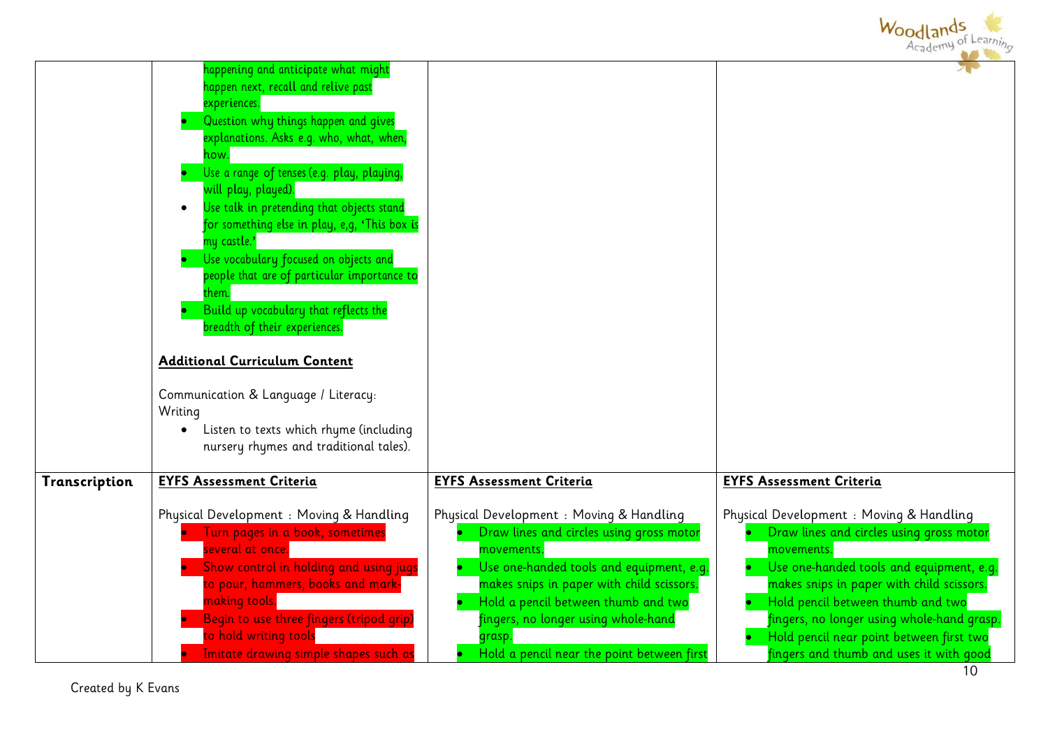| | | | |
|---|---|---|---|
| | happening and anticipate what might happen next, recall and relive past experiences.<br>• Question why things happen and gives explanations. Asks e.g. who, what, when, how.<br>• Use a range of tenses (e.g. play, playing, will play, played).<br>• Use talk in pretending that objects stand for something else in play, e,g, 'This box is my castle.'<br>• Use vocabulary focused on objects and people that are of particular importance to them.<br>• Build up vocabulary that reflects the breadth of their experiences.<br><br>**Additional Curriculum Content**<br><br>Communication & Language / Literacy: Writing<br>• Listen to texts which rhyme (including nursery rhymes and traditional tales). | | |
| **Transcription** | **EYFS Assessment Criteria**<br><br>Physical Development : Moving & Handling<br>• Turn pages in a book, sometimes several at once.<br>• Show control in holding and using jugs to pour, hammers, books and mark-making tools.<br>• Begin to use three fingers (tripod grip) to hold writing tools<br>• Imitate drawing simple shapes such as | **EYFS Assessment Criteria**<br><br>Physical Development : Moving & Handling<br>• Draw lines and circles using gross motor movements.<br>• Use one-handed tools and equipment, e.g. makes snips in paper with child scissors.<br>• Hold a pencil between thumb and two fingers, no longer using whole-hand grasp.<br>• Hold a pencil near the point between first | **EYFS Assessment Criteria**<br><br>Physical Development : Moving & Handling<br>• Draw lines and circles using gross motor movements.<br>• Use one-handed tools and equipment, e.g. makes snips in paper with child scissors.<br>• Hold pencil between thumb and two fingers, no longer using whole-hand grasp.<br>• Hold pencil near point between first two fingers and thumb and uses it with good |

Created by K Evans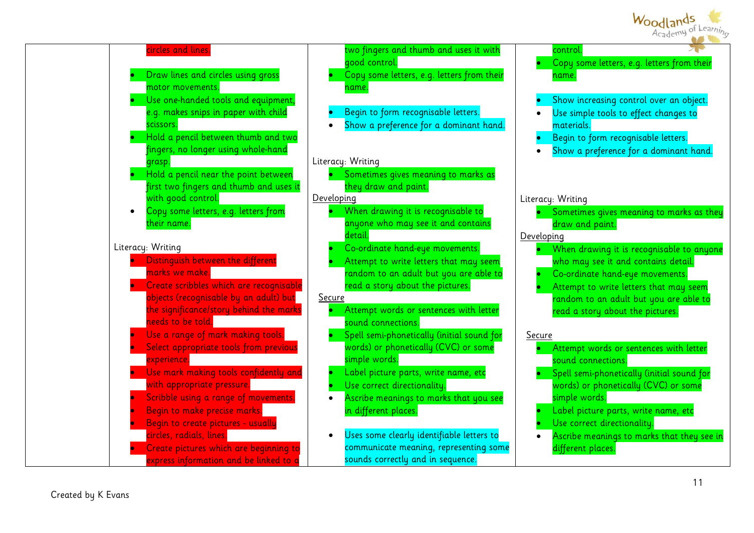| | | | |
|---|---|---|---|
| | circles and lines.<br><br>• Draw lines and circles using gross motor movements.<br>• Use one-handed tools and equipment, e.g. makes snips in paper with child scissors.<br>• Hold a pencil between thumb and two fingers, no longer using whole-hand grasp.<br>• Hold a pencil near the point between first two fingers and thumb and uses it with good control.<br>• Copy some letters, e.g. letters from their name.<br><br>Literacy: Writing<br>• Distinguish between the different marks we make.<br>• Create scribbles which are recognisable objects (recognisable by an adult) but the significance/story behind the marks needs to be told.<br>• Use a range of mark making tools.<br>• Select appropriate tools from previous experience.<br>• Use mark making tools confidently and with appropriate pressure.<br>• Scribble using a range of movements.<br>• Begin to make precise marks.<br>• Begin to create pictures - usually circles, radials, lines.<br>• Create pictures which are beginning to express information and be linked to a | two fingers and thumb and uses it with good control.<br>• Copy some letters, e.g. letters from their name.<br><br>• Begin to form recognisable letters.<br>• Show a preference for a dominant hand.<br><br>Literacy: Writing<br>• Sometimes gives meaning to marks as they draw and paint.<br>Developing<br>• When drawing it is recognisable to anyone who may see it and contains detail.<br>• Co-ordinate hand-eye movements.<br>• Attempt to write letters that may seem random to an adult but you are able to read a story about the pictures.<br>Secure<br>• Attempt words or sentences with letter sound connections.<br>• Spell semi-phonetically (initial sound for words) or phonetically (CVC) or some simple words.<br>• Label picture parts, write name, etc<br>• Use correct directionality.<br>• Ascribe meanings to marks that you see in different places.<br><br>• Uses some clearly identifiable letters to communicate meaning, representing some sounds correctly and in sequence. | control.<br>• Copy some letters, e.g. letters from their name.<br><br>• Show increasing control over an object.<br>• Use simple tools to effect changes to materials.<br>• Begin to form recognisable letters.<br>• Show a preference for a dominant hand.<br><br>Literacy: Writing<br>• Sometimes gives meaning to marks as they draw and paint.<br>Developing<br>• When drawing it is recognisable to anyone who may see it and contains detail.<br>• Co-ordinate hand-eye movements.<br>• Attempt to write letters that may seem random to an adult but you are able to read a story about the pictures.<br><br>Secure<br>• Attempt words or sentences with letter sound connections.<br>• Spell semi-phonetically (initial sound for words) or phonetically (CVC) or some simple words.<br>• Label picture parts, write name, etc<br>• Use correct directionality.<br>• Ascribe meanings to marks that they see in different places. |

Created by K Evans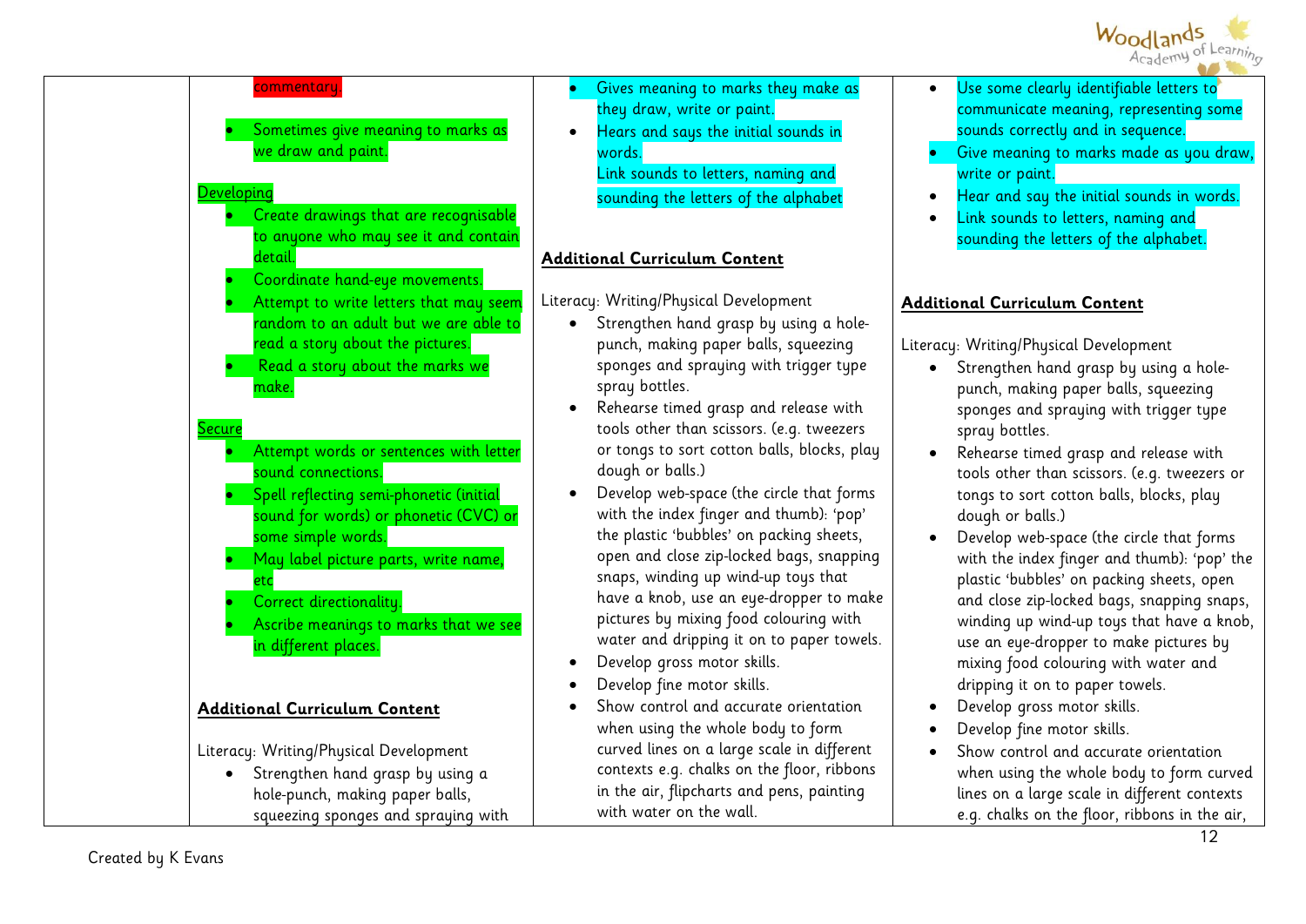| | | | |
|---|---|---|---|
| | commentary.<br><br>• Sometimes give meaning to marks as we draw and paint.<br><br>Developing<br>• Create drawings that are recognisable to anyone who may see it and contain detail.<br>• Coordinate hand-eye movements.<br>• Attempt to write letters that may seem random to an adult but we are able to read a story about the pictures.<br>• Read a story about the marks we make.<br><br>Secure<br>• Attempt words or sentences with letter sound connections.<br>• Spell reflecting semi-phonetic (initial sound for words) or phonetic (CVC) or some simple words.<br>• May label picture parts, write name, etc<br>• Correct directionality.<br>• Ascribe meanings to marks that we see in different places.<br><br>**Additional Curriculum Content**<br><br>Literacy: Writing/Physical Development<br>• Strengthen hand grasp by using a hole-punch, making paper balls, squeezing sponges and spraying with | • Gives meaning to marks they make as they draw, write or paint.<br>• Hears and says the initial sounds in words.<br>Link sounds to letters, naming and sounding the letters of the alphabet<br><br>**Additional Curriculum Content**<br><br>Literacy: Writing/Physical Development<br>• Strengthen hand grasp by using a hole-punch, making paper balls, squeezing sponges and spraying with trigger type spray bottles.<br>• Rehearse timed grasp and release with tools other than scissors. (e.g. tweezers or tongs to sort cotton balls, blocks, play dough or balls.)<br>• Develop web-space (the circle that forms with the index finger and thumb): 'pop' the plastic 'bubbles' on packing sheets, open and close zip-locked bags, snapping snaps, winding up wind-up toys that have a knob, use an eye-dropper to make pictures by mixing food colouring with water and dripping it on to paper towels.<br>• Develop gross motor skills.<br>• Develop fine motor skills.<br>• Show control and accurate orientation when using the whole body to form curved lines on a large scale in different contexts e.g. chalks on the floor, ribbons in the air, flipcharts and pens, painting with water on the wall. | • Use some clearly identifiable letters to communicate meaning, representing some sounds correctly and in sequence.<br>• Give meaning to marks made as you draw, write or paint.<br>• Hear and say the initial sounds in words.<br>• Link sounds to letters, naming and sounding the letters of the alphabet.<br><br>**Additional Curriculum Content**<br><br>Literacy: Writing/Physical Development<br>• Strengthen hand grasp by using a hole-punch, making paper balls, squeezing sponges and spraying with trigger type spray bottles.<br>• Rehearse timed grasp and release with tools other than scissors. (e.g. tweezers or tongs to sort cotton balls, blocks, play dough or balls.)<br>• Develop web-space (the circle that forms with the index finger and thumb): 'pop' the plastic 'bubbles' on packing sheets, open and close zip-locked bags, snapping snaps, winding up wind-up toys that have a knob, use an eye-dropper to make pictures by mixing food colouring with water and dripping it on to paper towels.<br>• Develop gross motor skills.<br>• Develop fine motor skills.<br>• Show control and accurate orientation when using the whole body to form curved lines on a large scale in different contexts e.g. chalks on the floor, ribbons in the air, |

Created by K Evans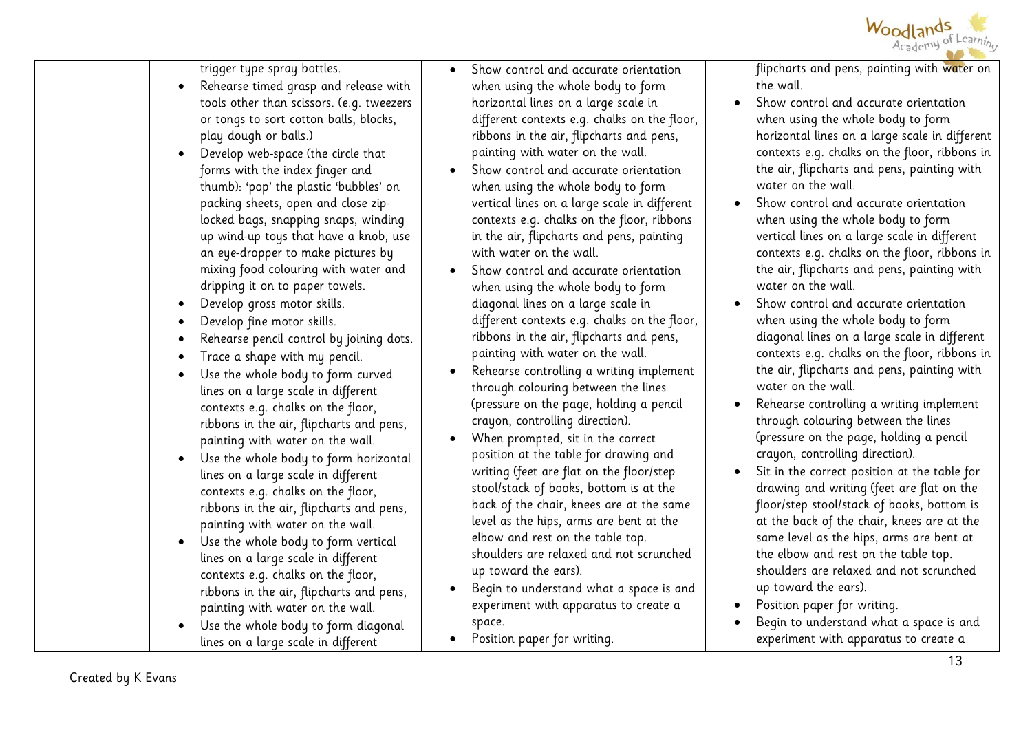| | | | |
|---|---|---|---|
| | trigger type spray bottles.<br>• Rehearse timed grasp and release with tools other than scissors. (e.g. tweezers or tongs to sort cotton balls, blocks, play dough or balls.)<br>• Develop web-space (the circle that forms with the index finger and thumb): 'pop' the plastic 'bubbles' on packing sheets, open and close zip-locked bags, snapping snaps, winding up wind-up toys that have a knob, use an eye-dropper to make pictures by mixing food colouring with water and dripping it on to paper towels.<br>• Develop gross motor skills.<br>• Develop fine motor skills.<br>• Rehearse pencil control by joining dots.<br>• Trace a shape with my pencil.<br>• Use the whole body to form curved lines on a large scale in different contexts e.g. chalks on the floor, ribbons in the air, flipcharts and pens, painting with water on the wall.<br>• Use the whole body to form horizontal lines on a large scale in different contexts e.g. chalks on the floor, ribbons in the air, flipcharts and pens, painting with water on the wall.<br>• Use the whole body to form vertical lines on a large scale in different contexts e.g. chalks on the floor, ribbons in the air, flipcharts and pens, painting with water on the wall.<br>• Use the whole body to form diagonal lines on a large scale in different | • Show control and accurate orientation when using the whole body to form horizontal lines on a large scale in different contexts e.g. chalks on the floor, ribbons in the air, flipcharts and pens, painting with water on the wall.<br>• Show control and accurate orientation when using the whole body to form vertical lines on a large scale in different contexts e.g. chalks on the floor, ribbons in the air, flipcharts and pens, painting with water on the wall.<br>• Show control and accurate orientation when using the whole body to form diagonal lines on a large scale in different contexts e.g. chalks on the floor, ribbons in the air, flipcharts and pens, painting with water on the wall.<br>• Rehearse controlling a writing implement through colouring between the lines (pressure on the page, holding a pencil crayon, controlling direction).<br>• When prompted, sit in the correct position at the table for drawing and writing (feet are flat on the floor/step stool/stack of books, bottom is at the back of the chair, knees are at the same level as the hips, arms are bent at the elbow and rest on the table top. shoulders are relaxed and not scrunched up toward the ears).<br>• Begin to understand what a space is and experiment with apparatus to create a space.<br>• Position paper for writing. | flipcharts and pens, painting with water on the wall.<br>• Show control and accurate orientation when using the whole body to form horizontal lines on a large scale in different contexts e.g. chalks on the floor, ribbons in the air, flipcharts and pens, painting with water on the wall.<br>• Show control and accurate orientation when using the whole body to form vertical lines on a large scale in different contexts e.g. chalks on the floor, ribbons in the air, flipcharts and pens, painting with water on the wall.<br>• Show control and accurate orientation when using the whole body to form diagonal lines on a large scale in different contexts e.g. chalks on the floor, ribbons in the air, flipcharts and pens, painting with water on the wall.<br>• Rehearse controlling a writing implement through colouring between the lines (pressure on the page, holding a pencil crayon, controlling direction).<br>• Sit in the correct position at the table for drawing and writing (feet are flat on the floor/step stool/stack of books, bottom is at the back of the chair, knees are at the same level as the hips, arms are bent at the elbow and rest on the table top. shoulders are relaxed and not scrunched up toward the ears).<br>• Position paper for writing.<br>• Begin to understand what a space is and experiment with apparatus to create a |

Created by K Evans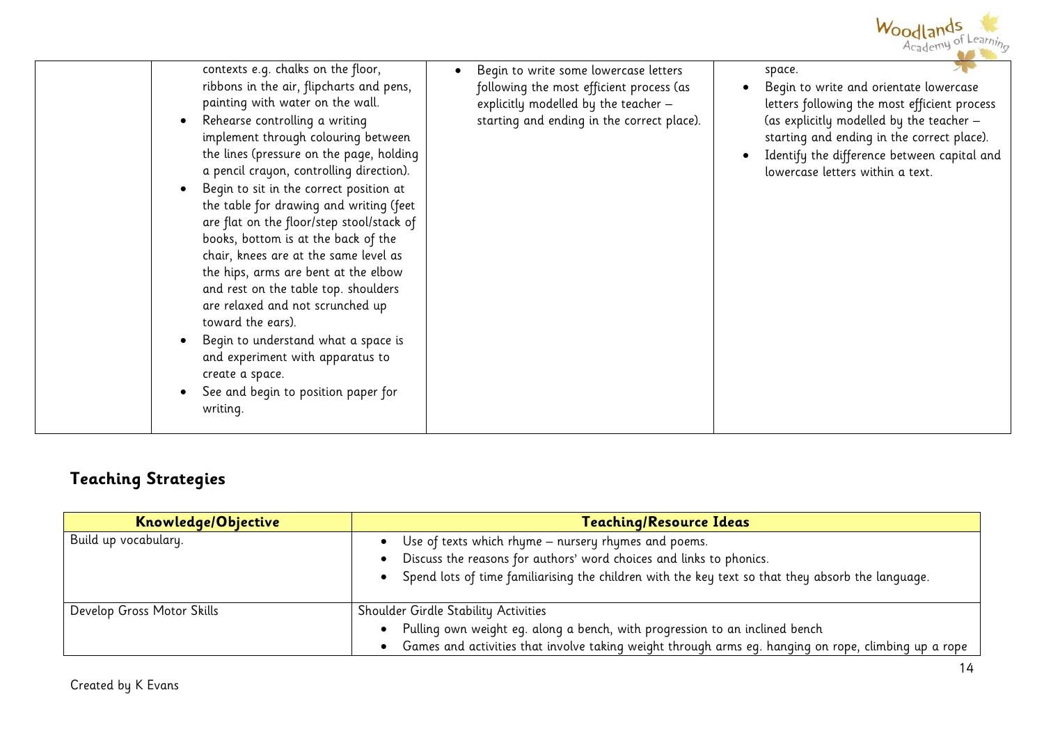| | | | |
|---|---|---|---|
| | contexts e.g. chalks on the floor, ribbons in the air, flipcharts and pens, painting with water on the wall.<br>• Rehearse controlling a writing implement through colouring between the lines (pressure on the page, holding a pencil crayon, controlling direction).<br>• Begin to sit in the correct position at the table for drawing and writing (feet are flat on the floor/step stool/stack of books, bottom is at the back of the chair, knees are at the same level as the hips, arms are bent at the elbow and rest on the table top. shoulders are relaxed and not scrunched up toward the ears).<br>• Begin to understand what a space is and experiment with apparatus to create a space.<br>• See and begin to position paper for writing. | • Begin to write some lowercase letters following the most efficient process (as explicitly modelled by the teacher – starting and ending in the correct place). | space.<br>• Begin to write and orientate lowercase letters following the most efficient process (as explicitly modelled by the teacher – starting and ending in the correct place).<br>• Identify the difference between capital and lowercase letters within a text. |

## Teaching Strategies

| Knowledge/Objective | Teaching/Resource Ideas |
|---|---|
| Build up vocabulary. | • Use of texts which rhyme – nursery rhymes and poems.<br>• Discuss the reasons for authors' word choices and links to phonics.<br>• Spend lots of time familiarising the children with the key text so that they absorb the language. |
| Develop Gross Motor Skills | Shoulder Girdle Stability Activities<br>• Pulling own weight eg. along a bench, with progression to an inclined bench<br>• Games and activities that involve taking weight through arms eg. hanging on rope, climbing up a rope |

Created by K Evans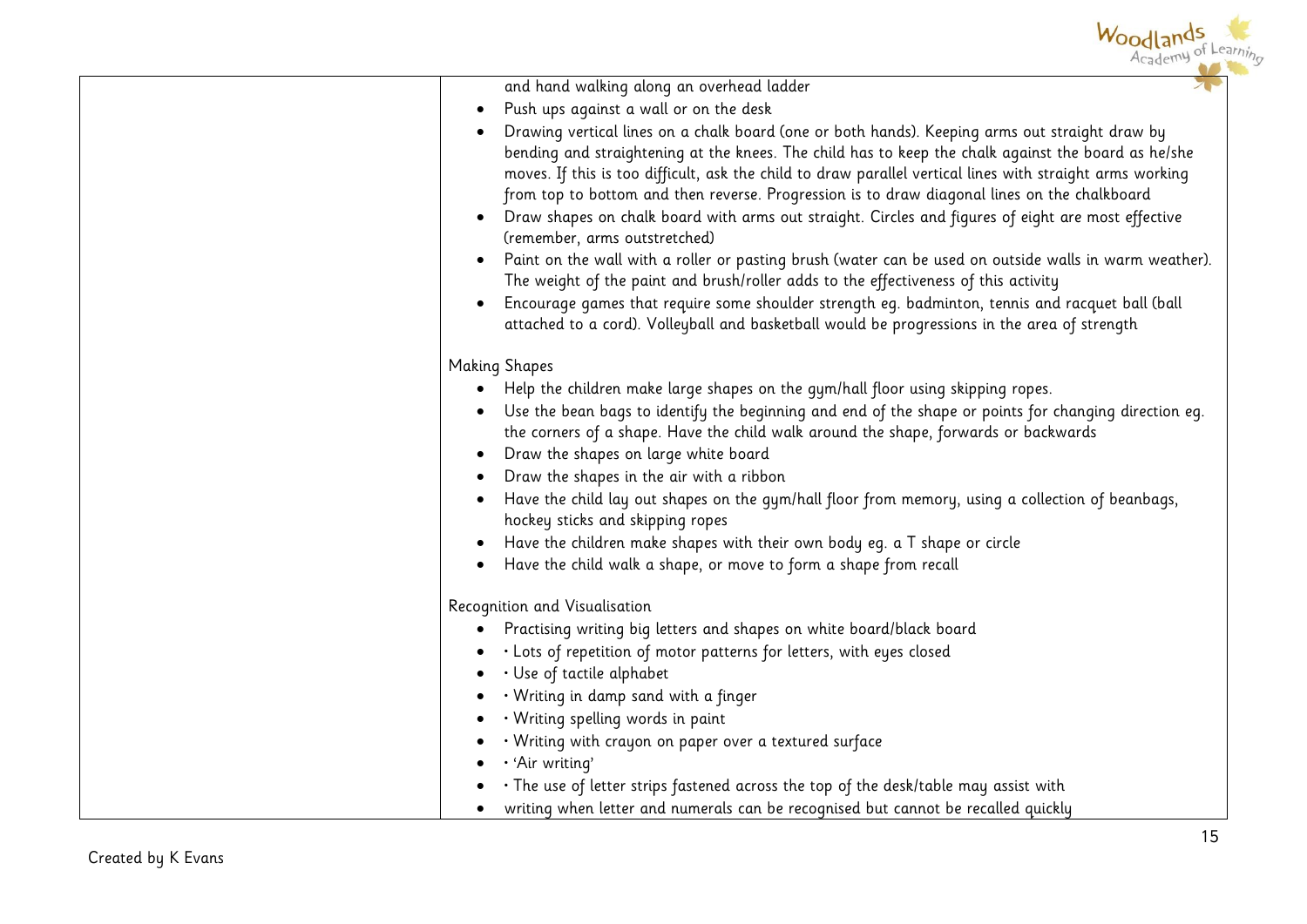| | |
|---|---|
| | and hand walking along an overhead ladder<br>• Push ups against a wall or on the desk<br>• Drawing vertical lines on a chalk board (one or both hands). Keeping arms out straight draw by bending and straightening at the knees. The child has to keep the chalk against the board as he/she moves. If this is too difficult, ask the child to draw parallel vertical lines with straight arms working from top to bottom and then reverse. Progression is to draw diagonal lines on the chalkboard<br>• Draw shapes on chalk board with arms out straight. Circles and figures of eight are most effective (remember, arms outstretched)<br>• Paint on the wall with a roller or pasting brush (water can be used on outside walls in warm weather). The weight of the paint and brush/roller adds to the effectiveness of this activity<br>• Encourage games that require some shoulder strength eg. badminton, tennis and racquet ball (ball attached to a cord). Volleyball and basketball would be progressions in the area of strength<br><br>Making Shapes<br>• Help the children make large shapes on the gym/hall floor using skipping ropes.<br>• Use the bean bags to identify the beginning and end of the shape or points for changing direction eg. the corners of a shape. Have the child walk around the shape, forwards or backwards<br>• Draw the shapes on large white board<br>• Draw the shapes in the air with a ribbon<br>• Have the child lay out shapes on the gym/hall floor from memory, using a collection of beanbags, hockey sticks and skipping ropes<br>• Have the children make shapes with their own body eg. a T shape or circle<br>• Have the child walk a shape, or move to form a shape from recall<br><br>Recognition and Visualisation<br>• Practising writing big letters and shapes on white board/black board<br>• · Lots of repetition of motor patterns for letters, with eyes closed<br>• · Use of tactile alphabet<br>• · Writing in damp sand with a finger<br>• · Writing spelling words in paint<br>• · Writing with crayon on paper over a textured surface<br>• · 'Air writing'<br>• · The use of letter strips fastened across the top of the desk/table may assist with<br>• writing when letter and numerals can be recognised but cannot be recalled quickly |

Created by K Evans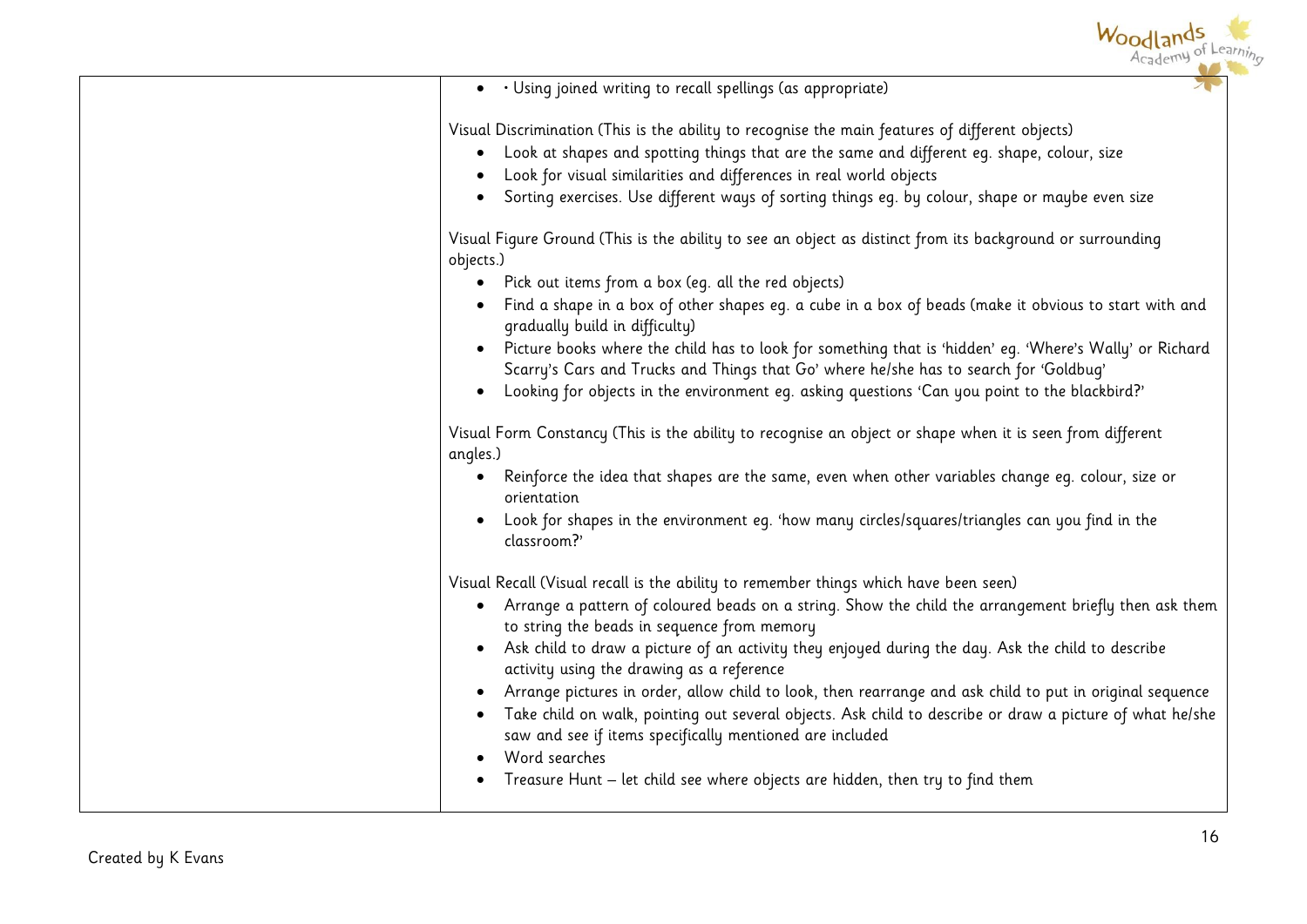|  |  |
|---|---|
|  | • · Using joined writing to recall spellings (as appropriate)<br><br>Visual Discrimination (This is the ability to recognise the main features of different objects)<br>• Look at shapes and spotting things that are the same and different eg. shape, colour, size<br>• Look for visual similarities and differences in real world objects<br>• Sorting exercises. Use different ways of sorting things eg. by colour, shape or maybe even size<br><br>Visual Figure Ground (This is the ability to see an object as distinct from its background or surrounding objects.)<br>• Pick out items from a box (eg. all the red objects)<br>• Find a shape in a box of other shapes eg. a cube in a box of beads (make it obvious to start with and gradually build in difficulty)<br>• Picture books where the child has to look for something that is 'hidden' eg. 'Where's Wally' or Richard Scarry's Cars and Trucks and Things that Go' where he/she has to search for 'Goldbug'<br>• Looking for objects in the environment eg. asking questions 'Can you point to the blackbird?'<br><br>Visual Form Constancy (This is the ability to recognise an object or shape when it is seen from different angles.)<br>• Reinforce the idea that shapes are the same, even when other variables change eg. colour, size or orientation<br>• Look for shapes in the environment eg. 'how many circles/squares/triangles can you find in the classroom?'<br><br>Visual Recall (Visual recall is the ability to remember things which have been seen)<br>• Arrange a pattern of coloured beads on a string. Show the child the arrangement briefly then ask them to string the beads in sequence from memory<br>• Ask child to draw a picture of an activity they enjoyed during the day. Ask the child to describe activity using the drawing as a reference<br>• Arrange pictures in order, allow child to look, then rearrange and ask child to put in original sequence<br>• Take child on walk, pointing out several objects. Ask child to describe or draw a picture of what he/she saw and see if items specifically mentioned are included<br>• Word searches<br>• Treasure Hunt – let child see where objects are hidden, then try to find them |

Created by K Evans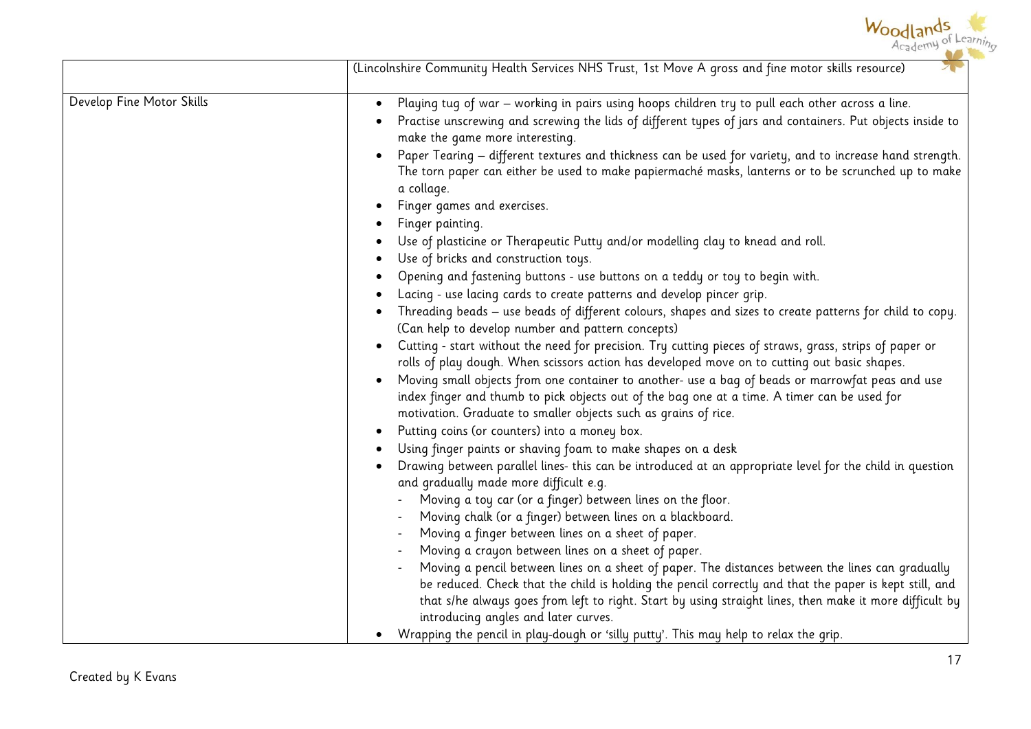| | (Lincolnshire Community Health Services NHS Trust, 1st Move A gross and fine motor skills resource) |
|---|---|
| Develop Fine Motor Skills | • Playing tug of war – working in pairs using hoops children try to pull each other across a line.<br>• Practise unscrewing and screwing the lids of different types of jars and containers. Put objects inside to make the game more interesting.<br>• Paper Tearing – different textures and thickness can be used for variety, and to increase hand strength. The torn paper can either be used to make papiermaché masks, lanterns or to be scrunched up to make a collage.<br>• Finger games and exercises.<br>• Finger painting.<br>• Use of plasticine or Therapeutic Putty and/or modelling clay to knead and roll.<br>• Use of bricks and construction toys.<br>• Opening and fastening buttons - use buttons on a teddy or toy to begin with.<br>• Lacing - use lacing cards to create patterns and develop pincer grip.<br>• Threading beads – use beads of different colours, shapes and sizes to create patterns for child to copy. (Can help to develop number and pattern concepts)<br>• Cutting - start without the need for precision. Try cutting pieces of straws, grass, strips of paper or rolls of play dough. When scissors action has developed move on to cutting out basic shapes.<br>• Moving small objects from one container to another- use a bag of beads or marrowfat peas and use index finger and thumb to pick objects out of the bag one at a time. A timer can be used for motivation. Graduate to smaller objects such as grains of rice.<br>• Putting coins (or counters) into a money box.<br>• Using finger paints or shaving foam to make shapes on a desk<br>• Drawing between parallel lines- this can be introduced at an appropriate level for the child in question and gradually made more difficult e.g.<br>&nbsp;&nbsp;- Moving a toy car (or a finger) between lines on the floor.<br>&nbsp;&nbsp;- Moving chalk (or a finger) between lines on a blackboard.<br>&nbsp;&nbsp;- Moving a finger between lines on a sheet of paper.<br>&nbsp;&nbsp;- Moving a crayon between lines on a sheet of paper.<br>&nbsp;&nbsp;- Moving a pencil between lines on a sheet of paper. The distances between the lines can gradually be reduced. Check that the child is holding the pencil correctly and that the paper is kept still, and that s/he always goes from left to right. Start by using straight lines, then make it more difficult by introducing angles and later curves.<br>• Wrapping the pencil in play-dough or 'silly putty'. This may help to relax the grip. |

Created by K Evans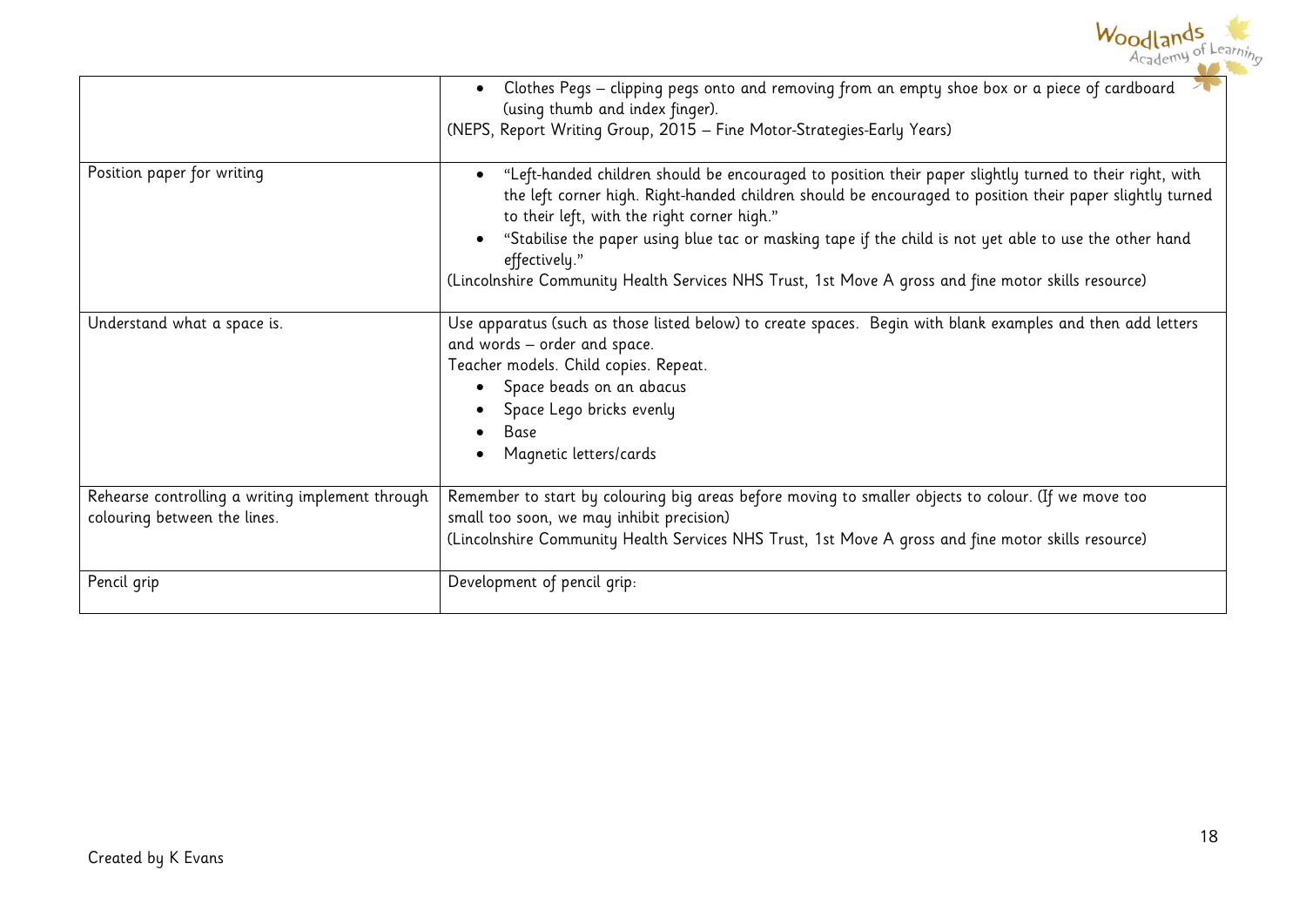| | |
|---|---|
| | • Clothes Pegs – clipping pegs onto and removing from an empty shoe box or a piece of cardboard (using thumb and index finger).<br>(NEPS, Report Writing Group, 2015 – Fine Motor-Strategies-Early Years) |
| Position paper for writing | • "Left-handed children should be encouraged to position their paper slightly turned to their right, with the left corner high. Right-handed children should be encouraged to position their paper slightly turned to their left, with the right corner high."<br>• "Stabilise the paper using blue tac or masking tape if the child is not yet able to use the other hand effectively."<br>(Lincolnshire Community Health Services NHS Trust, 1st Move A gross and fine motor skills resource) |
| Understand what a space is. | Use apparatus (such as those listed below) to create spaces. Begin with blank examples and then add letters and words – order and space.<br>Teacher models. Child copies. Repeat.<br>• Space beads on an abacus<br>• Space Lego bricks evenly<br>• Base<br>• Magnetic letters/cards |
| Rehearse controlling a writing implement through colouring between the lines. | Remember to start by colouring big areas before moving to smaller objects to colour. (If we move too small too soon, we may inhibit precision)<br>(Lincolnshire Community Health Services NHS Trust, 1st Move A gross and fine motor skills resource) |
| Pencil grip | Development of pencil grip: |

Created by K Evans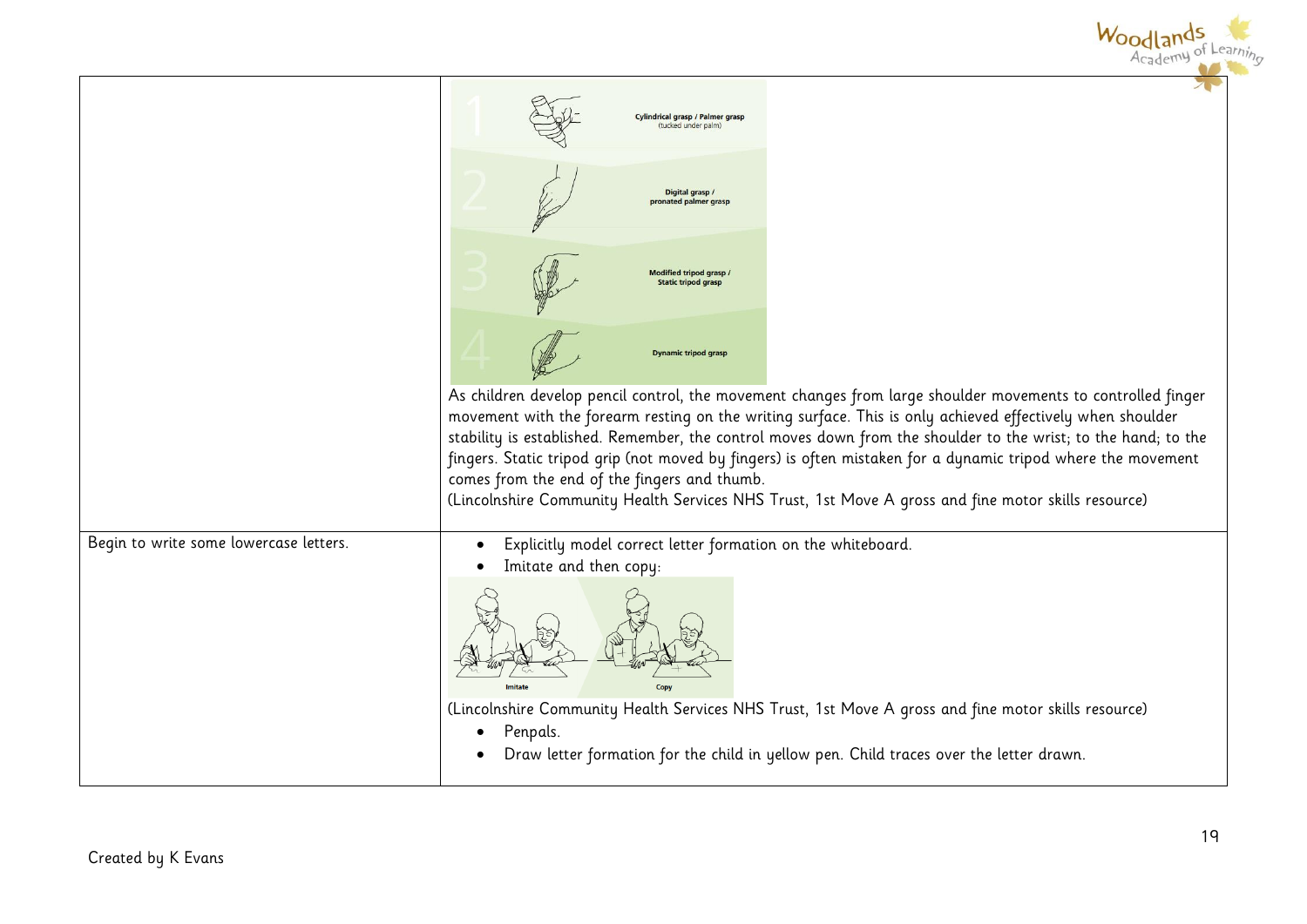| | |
|---|---|
| | 1 Cylindrical grasp / Palmer grasp (tucked under palm)<br>2 Digital grasp / pronated palmer grasp<br>3 Modified tripod grasp / Static tripod grasp<br>4 Dynamic tripod grasp<br>As children develop pencil control, the movement changes from large shoulder movements to controlled finger movement with the forearm resting on the writing surface. This is only achieved effectively when shoulder stability is established. Remember, the control moves down from the shoulder to the wrist; to the hand; to the fingers. Static tripod grip (not moved by fingers) is often mistaken for a dynamic tripod where the movement comes from the end of the fingers and thumb.<br>(Lincolnshire Community Health Services NHS Trust, 1st Move A gross and fine motor skills resource) |
| Begin to write some lowercase letters. | • Explicitly model correct letter formation on the whiteboard.<br>• Imitate and then copy:<br>Imitate Copy<br>(Lincolnshire Community Health Services NHS Trust, 1st Move A gross and fine motor skills resource)<br>• Penpals.<br>• Draw letter formation for the child in yellow pen. Child traces over the letter drawn. |

Created by K Evans